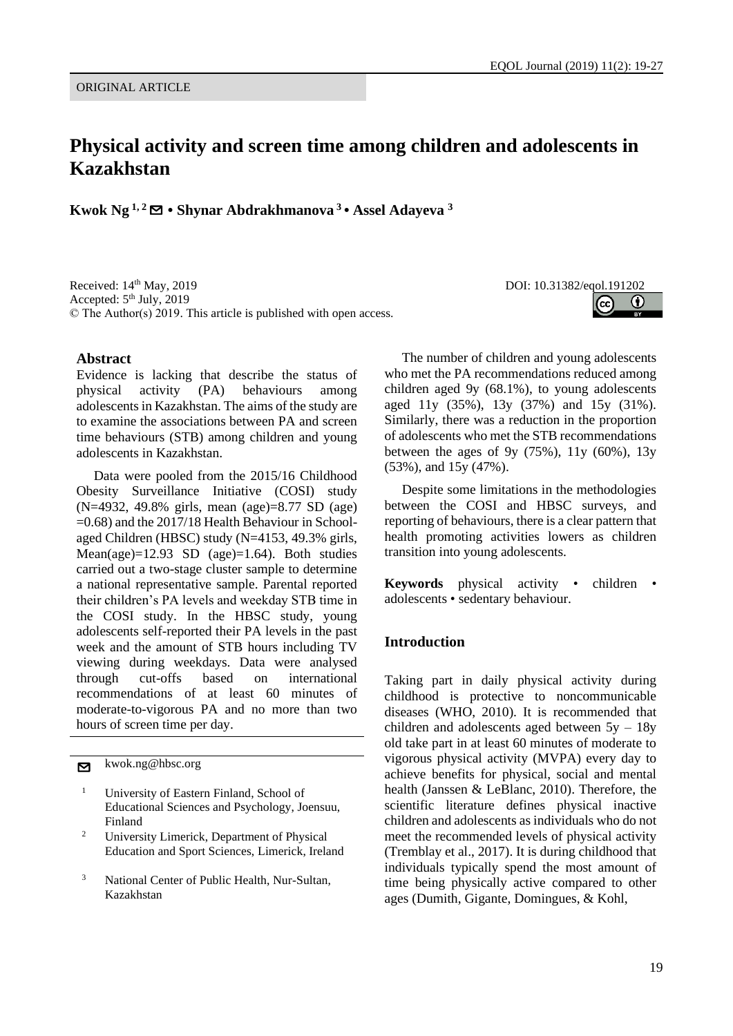ORIGINAL ARTICLE

# Physical activity and screen time among children and adolescents in Kazakhstan

**Kwok Ng [1, 2] ✉ • Shynar Abdrakhmanova [3] • Assel Adayeva [3]**

Received: 14th May, 2019
Accepted: 5th July, 2019
© The Author(s) 2019. This article is published with open access.

DOI: 10.31382/eqol.191202

## Abstract

Evidence is lacking that describe the status of physical activity (PA) behaviours among adolescents in Kazakhstan. The aims of the study are to examine the associations between PA and screen time behaviours (STB) among children and young adolescents in Kazakhstan.

Data were pooled from the 2015/16 Childhood Obesity Surveillance Initiative (COSI) study (N=4932, 49.8% girls, mean (age)=8.77 SD (age) =0.68) and the 2017/18 Health Behaviour in School-aged Children (HBSC) study (N=4153, 49.3% girls, Mean(age)=12.93 SD (age)=1.64). Both studies carried out a two-stage cluster sample to determine a national representative sample. Parental reported their children's PA levels and weekday STB time in the COSI study. In the HBSC study, young adolescents self-reported their PA levels in the past week and the amount of STB hours including TV viewing during weekdays. Data were analysed through cut-offs based on international recommendations of at least 60 minutes of moderate-to-vigorous PA and no more than two hours of screen time per day.

The number of children and young adolescents who met the PA recommendations reduced among children aged 9y (68.1%), to young adolescents aged 11y (35%), 13y (37%) and 15y (31%). Similarly, there was a reduction in the proportion of adolescents who met the STB recommendations between the ages of 9y (75%), 11y (60%), 13y (53%), and 15y (47%).

Despite some limitations in the methodologies between the COSI and HBSC surveys, and reporting of behaviours, there is a clear pattern that health promoting activities lowers as children transition into young adolescents.

**Keywords** physical activity • children • adolescents • sedentary behaviour.

✉ kwok.ng@hbsc.org

[1] University of Eastern Finland, School of Educational Sciences and Psychology, Joensuu, Finland

[2] University Limerick, Department of Physical Education and Sport Sciences, Limerick, Ireland

[3] National Center of Public Health, Nur-Sultan, Kazakhstan

## Introduction

Taking part in daily physical activity during childhood is protective to noncommunicable diseases (WHO, 2010). It is recommended that children and adolescents aged between 5y – 18y old take part in at least 60 minutes of moderate to vigorous physical activity (MVPA) every day to achieve benefits for physical, social and mental health (Janssen & LeBlanc, 2010). Therefore, the scientific literature defines physical inactive children and adolescents as individuals who do not meet the recommended levels of physical activity (Tremblay et al., 2017). It is during childhood that individuals typically spend the most amount of time being physically active compared to other ages (Dumith, Gigante, Domingues, & Kohl,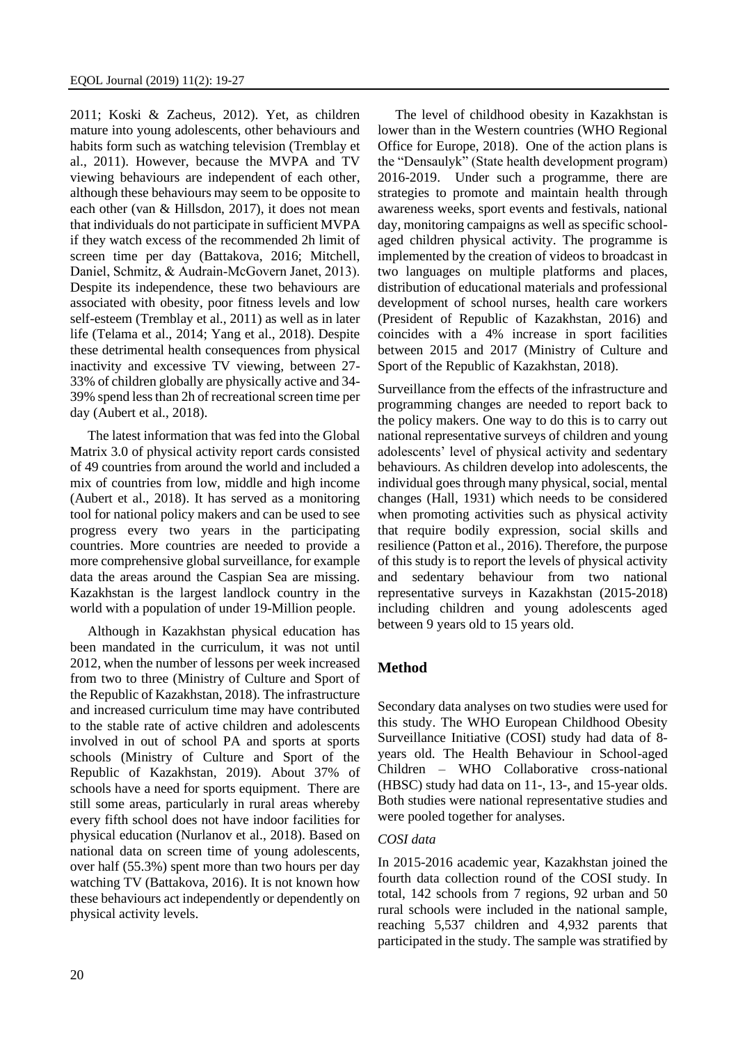2011; Koski & Zacheus, 2012). Yet, as children mature into young adolescents, other behaviours and habits form such as watching television (Tremblay et al., 2011). However, because the MVPA and TV viewing behaviours are independent of each other, although these behaviours may seem to be opposite to each other (van & Hillsdon, 2017), it does not mean that individuals do not participate in sufficient MVPA if they watch excess of the recommended 2h limit of screen time per day (Battakova, 2016; Mitchell, Daniel, Schmitz, & Audrain-McGovern Janet, 2013). Despite its independence, these two behaviours are associated with obesity, poor fitness levels and low self-esteem (Tremblay et al., 2011) as well as in later life (Telama et al., 2014; Yang et al., 2018). Despite these detrimental health consequences from physical inactivity and excessive TV viewing, between 27-33% of children globally are physically active and 34-39% spend less than 2h of recreational screen time per day (Aubert et al., 2018).

The latest information that was fed into the Global Matrix 3.0 of physical activity report cards consisted of 49 countries from around the world and included a mix of countries from low, middle and high income (Aubert et al., 2018). It has served as a monitoring tool for national policy makers and can be used to see progress every two years in the participating countries. More countries are needed to provide a more comprehensive global surveillance, for example data the areas around the Caspian Sea are missing. Kazakhstan is the largest landlock country in the world with a population of under 19-Million people.

Although in Kazakhstan physical education has been mandated in the curriculum, it was not until 2012, when the number of lessons per week increased from two to three (Ministry of Culture and Sport of the Republic of Kazakhstan, 2018). The infrastructure and increased curriculum time may have contributed to the stable rate of active children and adolescents involved in out of school PA and sports at sports schools (Ministry of Culture and Sport of the Republic of Kazakhstan, 2019). About 37% of schools have a need for sports equipment. There are still some areas, particularly in rural areas whereby every fifth school does not have indoor facilities for physical education (Nurlanov et al., 2018). Based on national data on screen time of young adolescents, over half (55.3%) spent more than two hours per day watching TV (Battakova, 2016). It is not known how these behaviours act independently or dependently on physical activity levels.

The level of childhood obesity in Kazakhstan is lower than in the Western countries (WHO Regional Office for Europe, 2018). One of the action plans is the "Densaulyk" (State health development program) 2016-2019. Under such a programme, there are strategies to promote and maintain health through awareness weeks, sport events and festivals, national day, monitoring campaigns as well as specific school-aged children physical activity. The programme is implemented by the creation of videos to broadcast in two languages on multiple platforms and places, distribution of educational materials and professional development of school nurses, health care workers (President of Republic of Kazakhstan, 2016) and coincides with a 4% increase in sport facilities between 2015 and 2017 (Ministry of Culture and Sport of the Republic of Kazakhstan, 2018).

Surveillance from the effects of the infrastructure and programming changes are needed to report back to the policy makers. One way to do this is to carry out national representative surveys of children and young adolescents' level of physical activity and sedentary behaviours. As children develop into adolescents, the individual goes through many physical, social, mental changes (Hall, 1931) which needs to be considered when promoting activities such as physical activity that require bodily expression, social skills and resilience (Patton et al., 2016). Therefore, the purpose of this study is to report the levels of physical activity and sedentary behaviour from two national representative surveys in Kazakhstan (2015-2018) including children and young adolescents aged between 9 years old to 15 years old.

## Method

Secondary data analyses on two studies were used for this study. The WHO European Childhood Obesity Surveillance Initiative (COSI) study had data of 8-years old. The Health Behaviour in School-aged Children – WHO Collaborative cross-national (HBSC) study had data on 11-, 13-, and 15-year olds. Both studies were national representative studies and were pooled together for analyses.

### *COSI data*

In 2015-2016 academic year, Kazakhstan joined the fourth data collection round of the COSI study. In total, 142 schools from 7 regions, 92 urban and 50 rural schools were included in the national sample, reaching 5,537 children and 4,932 parents that participated in the study. The sample was stratified by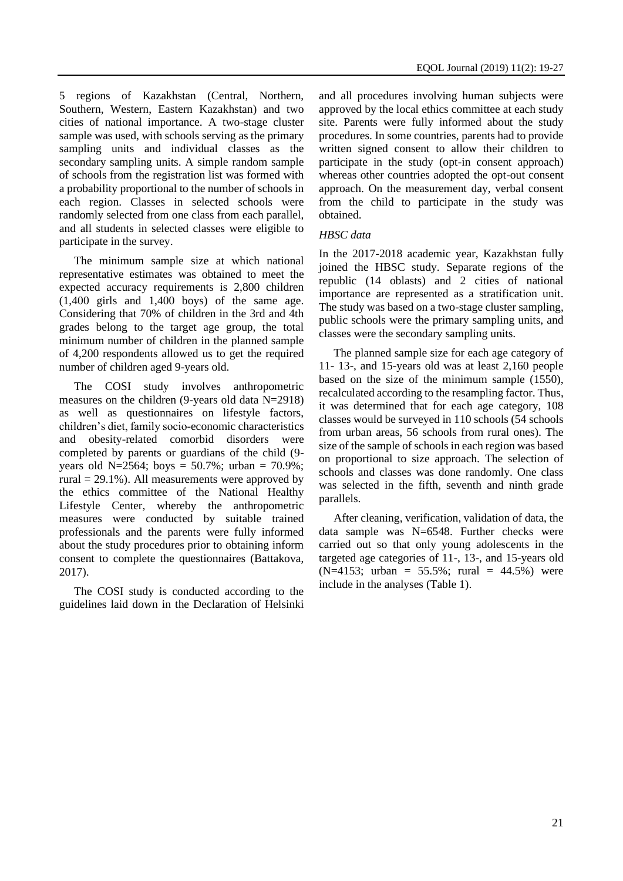5 regions of Kazakhstan (Central, Northern, Southern, Western, Eastern Kazakhstan) and two cities of national importance. A two-stage cluster sample was used, with schools serving as the primary sampling units and individual classes as the secondary sampling units. A simple random sample of schools from the registration list was formed with a probability proportional to the number of schools in each region. Classes in selected schools were randomly selected from one class from each parallel, and all students in selected classes were eligible to participate in the survey.

The minimum sample size at which national representative estimates was obtained to meet the expected accuracy requirements is 2,800 children (1,400 girls and 1,400 boys) of the same age. Considering that 70% of children in the 3rd and 4th grades belong to the target age group, the total minimum number of children in the planned sample of 4,200 respondents allowed us to get the required number of children aged 9-years old.

The COSI study involves anthropometric measures on the children (9-years old data N=2918) as well as questionnaires on lifestyle factors, children's diet, family socio-economic characteristics and obesity-related comorbid disorders were completed by parents or guardians of the child (9-years old N=2564; boys = 50.7%; urban = 70.9%; rural = 29.1%). All measurements were approved by the ethics committee of the National Healthy Lifestyle Center, whereby the anthropometric measures were conducted by suitable trained professionals and the parents were fully informed about the study procedures prior to obtaining inform consent to complete the questionnaires (Battakova, 2017).

The COSI study is conducted according to the guidelines laid down in the Declaration of Helsinki and all procedures involving human subjects were approved by the local ethics committee at each study site. Parents were fully informed about the study procedures. In some countries, parents had to provide written signed consent to allow their children to participate in the study (opt-in consent approach) whereas other countries adopted the opt-out consent approach. On the measurement day, verbal consent from the child to participate in the study was obtained.

*HBSC data*

In the 2017-2018 academic year, Kazakhstan fully joined the HBSC study. Separate regions of the republic (14 oblasts) and 2 cities of national importance are represented as a stratification unit. The study was based on a two-stage cluster sampling, public schools were the primary sampling units, and classes were the secondary sampling units.

The planned sample size for each age category of 11- 13-, and 15-years old was at least 2,160 people based on the size of the minimum sample (1550), recalculated according to the resampling factor. Thus, it was determined that for each age category, 108 classes would be surveyed in 110 schools (54 schools from urban areas, 56 schools from rural ones). The size of the sample of schools in each region was based on proportional to size approach. The selection of schools and classes was done randomly. One class was selected in the fifth, seventh and ninth grade parallels.

After cleaning, verification, validation of data, the data sample was N=6548. Further checks were carried out so that only young adolescents in the targeted age categories of 11-, 13-, and 15-years old (N=4153; urban = 55.5%; rural = 44.5%) were include in the analyses (Table 1).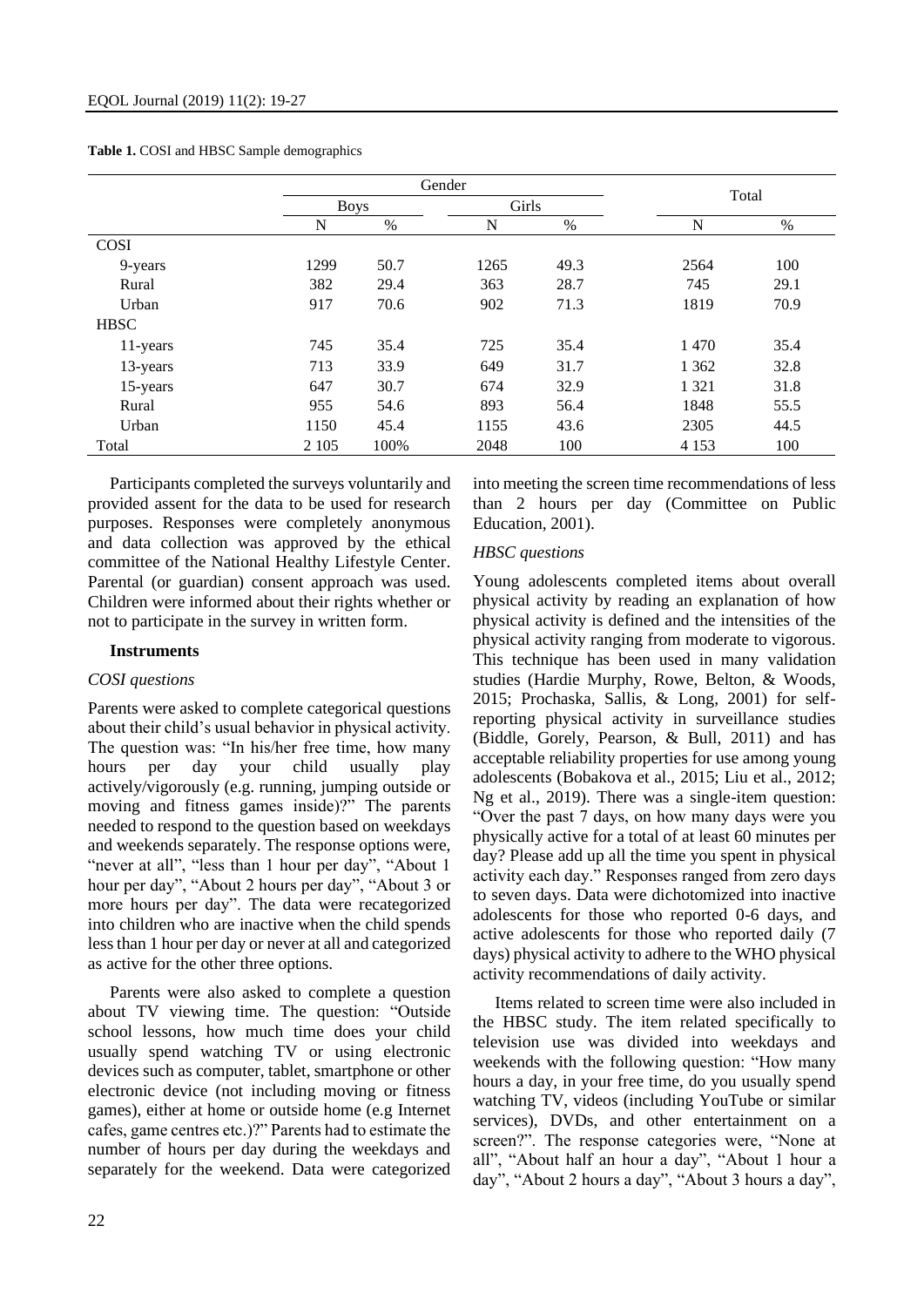**Table 1.** COSI and HBSC Sample demographics

| | Gender | | | | Total | |
|---|---|---|---|---|---|---|
| | Boys | | Girls | | | |
| | N | % | N | % | N | % |
| COSI | | | | | | |
| 9-years | 1299 | 50.7 | 1265 | 49.3 | 2564 | 100 |
| Rural | 382 | 29.4 | 363 | 28.7 | 745 | 29.1 |
| Urban | 917 | 70.6 | 902 | 71.3 | 1819 | 70.9 |
| HBSC | | | | | | |
| 11-years | 745 | 35.4 | 725 | 35.4 | 1 470 | 35.4 |
| 13-years | 713 | 33.9 | 649 | 31.7 | 1 362 | 32.8 |
| 15-years | 647 | 30.7 | 674 | 32.9 | 1 321 | 31.8 |
| Rural | 955 | 54.6 | 893 | 56.4 | 1848 | 55.5 |
| Urban | 1150 | 45.4 | 1155 | 43.6 | 2305 | 44.5 |
| Total | 2 105 | 100% | 2048 | 100 | 4 153 | 100 |

Participants completed the surveys voluntarily and provided assent for the data to be used for research purposes. Responses were completely anonymous and data collection was approved by the ethical committee of the National Healthy Lifestyle Center. Parental (or guardian) consent approach was used. Children were informed about their rights whether or not to participate in the survey in written form.

### Instruments

#### *COSI questions*

Parents were asked to complete categorical questions about their child's usual behavior in physical activity. The question was: "In his/her free time, how many hours per day your child usually play actively/vigorously (e.g. running, jumping outside or moving and fitness games inside)?" The parents needed to respond to the question based on weekdays and weekends separately. The response options were, "never at all", "less than 1 hour per day", "About 1 hour per day", "About 2 hours per day", "About 3 or more hours per day". The data were recategorized into children who are inactive when the child spends less than 1 hour per day or never at all and categorized as active for the other three options.

Parents were also asked to complete a question about TV viewing time. The question: "Outside school lessons, how much time does your child usually spend watching TV or using electronic devices such as computer, tablet, smartphone or other electronic device (not including moving or fitness games), either at home or outside home (e.g Internet cafes, game centres etc.)?" Parents had to estimate the number of hours per day during the weekdays and separately for the weekend. Data were categorized into meeting the screen time recommendations of less than 2 hours per day (Committee on Public Education, 2001).

#### *HBSC questions*

Young adolescents completed items about overall physical activity by reading an explanation of how physical activity is defined and the intensities of the physical activity ranging from moderate to vigorous. This technique has been used in many validation studies (Hardie Murphy, Rowe, Belton, & Woods, 2015; Prochaska, Sallis, & Long, 2001) for self-reporting physical activity in surveillance studies (Biddle, Gorely, Pearson, & Bull, 2011) and has acceptable reliability properties for use among young adolescents (Bobakova et al., 2015; Liu et al., 2012; Ng et al., 2019). There was a single-item question: "Over the past 7 days, on how many days were you physically active for a total of at least 60 minutes per day? Please add up all the time you spent in physical activity each day." Responses ranged from zero days to seven days. Data were dichotomized into inactive adolescents for those who reported 0-6 days, and active adolescents for those who reported daily (7 days) physical activity to adhere to the WHO physical activity recommendations of daily activity.

Items related to screen time were also included in the HBSC study. The item related specifically to television use was divided into weekdays and weekends with the following question: "How many hours a day, in your free time, do you usually spend watching TV, videos (including YouTube or similar services), DVDs, and other entertainment on a screen?". The response categories were, "None at all", "About half an hour a day", "About 1 hour a day", "About 2 hours a day", "About 3 hours a day",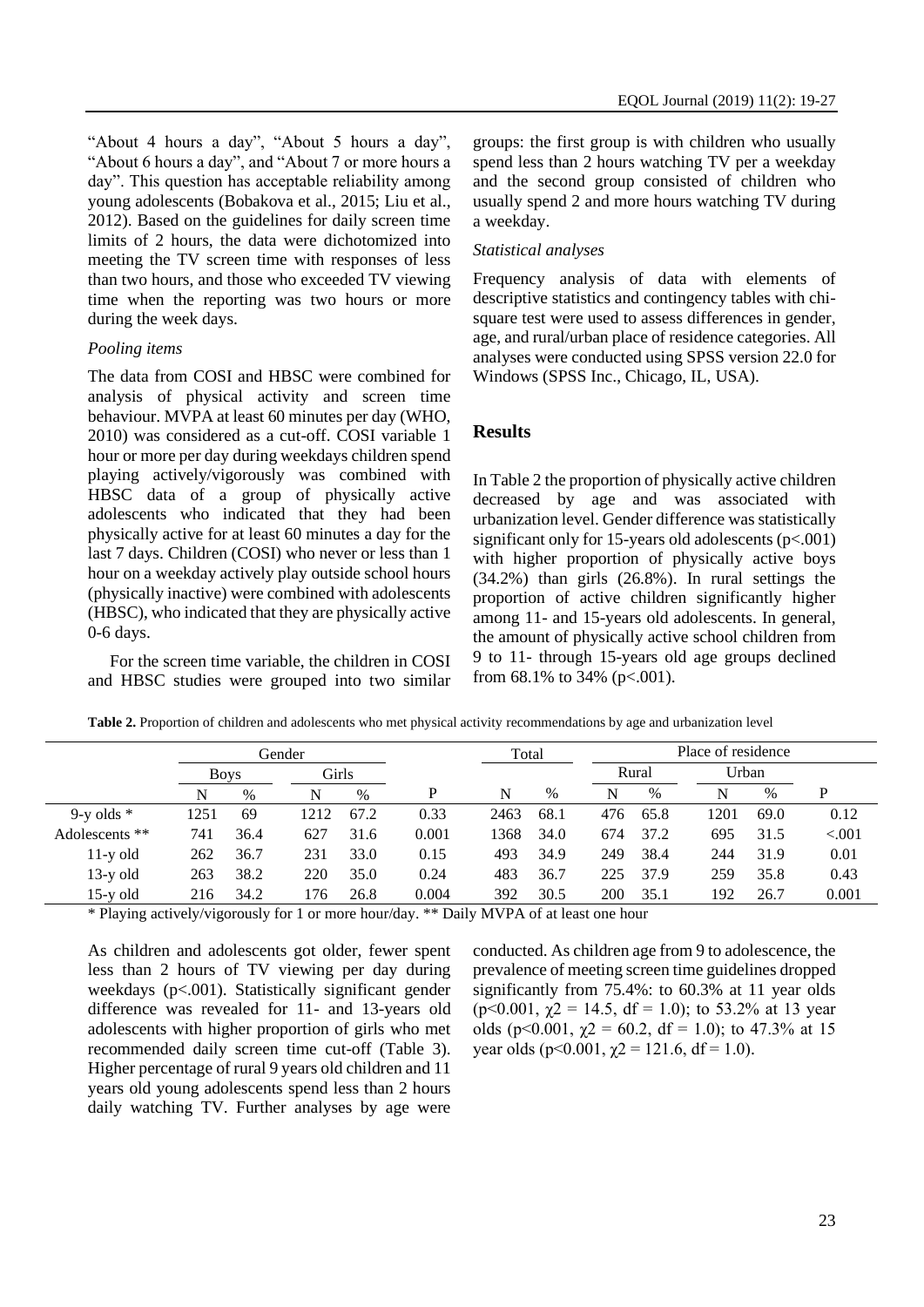"About 4 hours a day", "About 5 hours a day", "About 6 hours a day", and "About 7 or more hours a day". This question has acceptable reliability among young adolescents (Bobakova et al., 2015; Liu et al., 2012). Based on the guidelines for daily screen time limits of 2 hours, the data were dichotomized into meeting the TV screen time with responses of less than two hours, and those who exceeded TV viewing time when the reporting was two hours or more during the week days.

*Pooling items*

The data from COSI and HBSC were combined for analysis of physical activity and screen time behaviour. MVPA at least 60 minutes per day (WHO, 2010) was considered as a cut-off. COSI variable 1 hour or more per day during weekdays children spend playing actively/vigorously was combined with HBSC data of a group of physically active adolescents who indicated that they had been physically active for at least 60 minutes a day for the last 7 days. Children (COSI) who never or less than 1 hour on a weekday actively play outside school hours (physically inactive) were combined with adolescents (HBSC), who indicated that they are physically active 0-6 days.

For the screen time variable, the children in COSI and HBSC studies were grouped into two similar groups: the first group is with children who usually spend less than 2 hours watching TV per a weekday and the second group consisted of children who usually spend 2 and more hours watching TV during a weekday.

*Statistical analyses*

Frequency analysis of data with elements of descriptive statistics and contingency tables with chi-square test were used to assess differences in gender, age, and rural/urban place of residence categories. All analyses were conducted using SPSS version 22.0 for Windows (SPSS Inc., Chicago, IL, USA).

## Results

In Table 2 the proportion of physically active children decreased by age and was associated with urbanization level. Gender difference was statistically significant only for 15-years old adolescents ($p<.001$) with higher proportion of physically active boys (34.2%) than girls (26.8%). In rural settings the proportion of active children significantly higher among 11- and 15-years old adolescents. In general, the amount of physically active school children from 9 to 11- through 15-years old age groups declined from 68.1% to 34% ($p<.001$).

**Table 2.** Proportion of children and adolescents who met physical activity recommendations by age and urbanization level

| | Gender | | | | | Total | | Place of residence | | | | |
|---|---|---|---|---|---|---|---|---|---|---|---|---|
| | Boys | | Girls | | | | | Rural | | Urban | | |
| | N | % | N | % | P | N | % | N | % | N | % | P |
| 9-y olds * | 1251 | 69 | 1212 | 67.2 | 0.33 | 2463 | 68.1 | 476 | 65.8 | 1201 | 69.0 | 0.12 |
| Adolescents ** | 741 | 36.4 | 627 | 31.6 | 0.001 | 1368 | 34.0 | 674 | 37.2 | 695 | 31.5 | <.001 |
| 11-y old | 262 | 36.7 | 231 | 33.0 | 0.15 | 493 | 34.9 | 249 | 38.4 | 244 | 31.9 | 0.01 |
| 13-y old | 263 | 38.2 | 220 | 35.0 | 0.24 | 483 | 36.7 | 225 | 37.9 | 259 | 35.8 | 0.43 |
| 15-y old | 216 | 34.2 | 176 | 26.8 | 0.004 | 392 | 30.5 | 200 | 35.1 | 192 | 26.7 | 0.001 |

\* Playing actively/vigorously for 1 or more hour/day. ** Daily MVPA of at least one hour

As children and adolescents got older, fewer spent less than 2 hours of TV viewing per day during weekdays ($p<.001$). Statistically significant gender difference was revealed for 11- and 13-years old adolescents with higher proportion of girls who met recommended daily screen time cut-off (Table 3). Higher percentage of rural 9 years old children and 11 years old young adolescents spend less than 2 hours daily watching TV. Further analyses by age were conducted. As children age from 9 to adolescence, the prevalence of meeting screen time guidelines dropped significantly from 75.4%: to 60.3% at 11 year olds ($p<0.001$, $\chi2 = 14.5$, df = 1.0); to 53.2% at 13 year olds ($p<0.001$, $\chi2 = 60.2$, df = 1.0); to 47.3% at 15 year olds ($p<0.001$, $\chi2 = 121.6$, df = 1.0).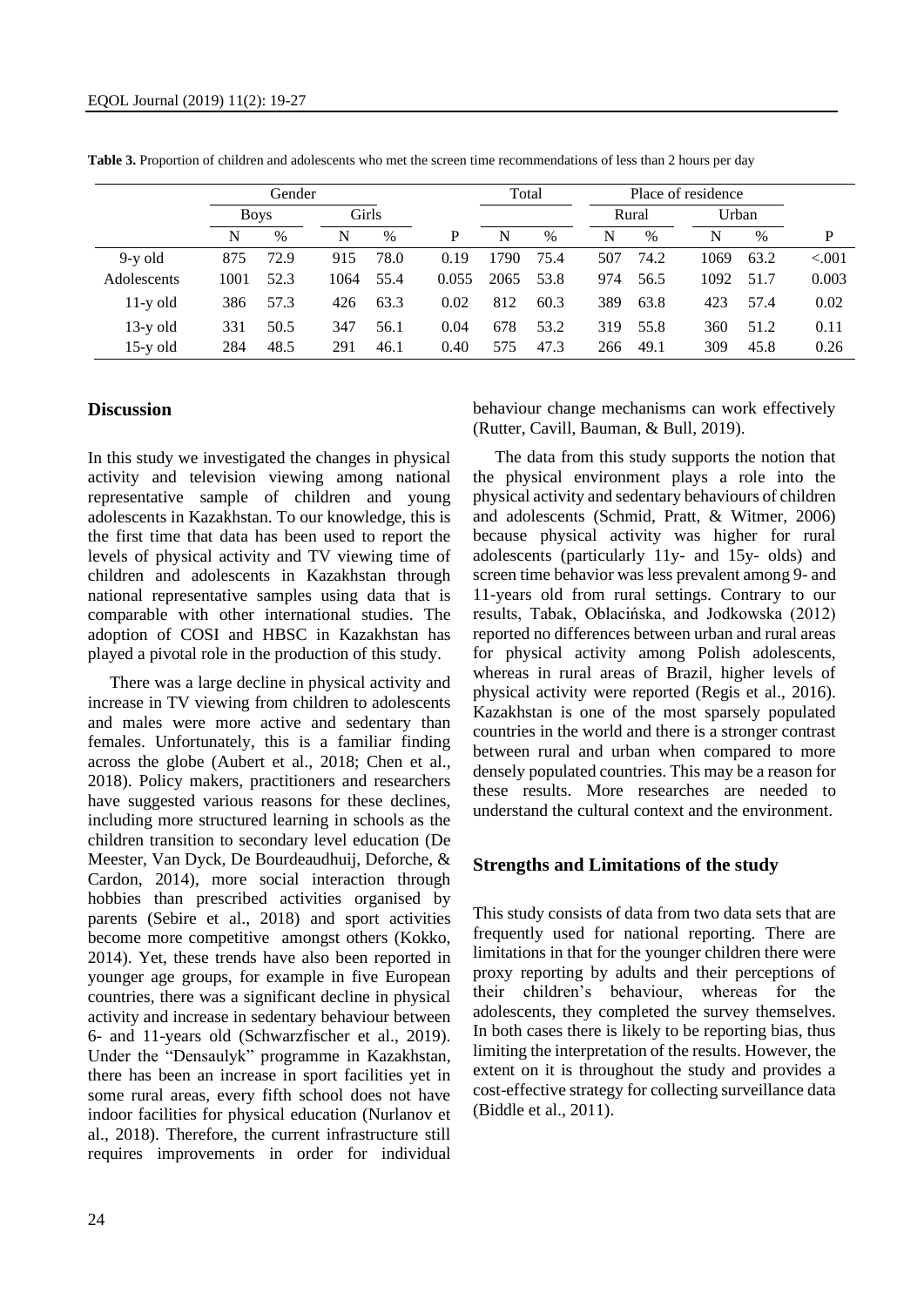**Table 3.** Proportion of children and adolescents who met the screen time recommendations of less than 2 hours per day

| | Gender | | | | | Total | | Place of residence | | | | |
|---|---|---|---|---|---|---|---|---|---|---|---|---|
| | Boys | | Girls | | | | | Rural | | Urban | | |
| | N | % | N | % | P | N | % | N | % | N | % | P |
| 9-y old | 875 | 72.9 | 915 | 78.0 | 0.19 | 1790 | 75.4 | 507 | 74.2 | 1069 | 63.2 | <.001 |
| Adolescents | 1001 | 52.3 | 1064 | 55.4 | 0.055 | 2065 | 53.8 | 974 | 56.5 | 1092 | 51.7 | 0.003 |
| 11-y old | 386 | 57.3 | 426 | 63.3 | 0.02 | 812 | 60.3 | 389 | 63.8 | 423 | 57.4 | 0.02 |
| 13-y old | 331 | 50.5 | 347 | 56.1 | 0.04 | 678 | 53.2 | 319 | 55.8 | 360 | 51.2 | 0.11 |
| 15-y old | 284 | 48.5 | 291 | 46.1 | 0.40 | 575 | 47.3 | 266 | 49.1 | 309 | 45.8 | 0.26 |

## Discussion

In this study we investigated the changes in physical activity and television viewing among national representative sample of children and young adolescents in Kazakhstan. To our knowledge, this is the first time that data has been used to report the levels of physical activity and TV viewing time of children and adolescents in Kazakhstan through national representative samples using data that is comparable with other international studies. The adoption of COSI and HBSC in Kazakhstan has played a pivotal role in the production of this study.

There was a large decline in physical activity and increase in TV viewing from children to adolescents and males were more active and sedentary than females. Unfortunately, this is a familiar finding across the globe (Aubert et al., 2018; Chen et al., 2018). Policy makers, practitioners and researchers have suggested various reasons for these declines, including more structured learning in schools as the children transition to secondary level education (De Meester, Van Dyck, De Bourdeaudhuij, Deforche, & Cardon, 2014), more social interaction through hobbies than prescribed activities organised by parents (Sebire et al., 2018) and sport activities become more competitive amongst others (Kokko, 2014). Yet, these trends have also been reported in younger age groups, for example in five European countries, there was a significant decline in physical activity and increase in sedentary behaviour between 6- and 11-years old (Schwarzfischer et al., 2019). Under the "Densaulyk" programme in Kazakhstan, there has been an increase in sport facilities yet in some rural areas, every fifth school does not have indoor facilities for physical education (Nurlanov et al., 2018). Therefore, the current infrastructure still requires improvements in order for individual behaviour change mechanisms can work effectively (Rutter, Cavill, Bauman, & Bull, 2019).

The data from this study supports the notion that the physical environment plays a role into the physical activity and sedentary behaviours of children and adolescents (Schmid, Pratt, & Witmer, 2006) because physical activity was higher for rural adolescents (particularly 11y- and 15y- olds) and screen time behavior was less prevalent among 9- and 11-years old from rural settings. Contrary to our results, Tabak, Oblacińska, and Jodkowska (2012) reported no differences between urban and rural areas for physical activity among Polish adolescents, whereas in rural areas of Brazil, higher levels of physical activity were reported (Regis et al., 2016). Kazakhstan is one of the most sparsely populated countries in the world and there is a stronger contrast between rural and urban when compared to more densely populated countries. This may be a reason for these results. More researches are needed to understand the cultural context and the environment.

## Strengths and Limitations of the study

This study consists of data from two data sets that are frequently used for national reporting. There are limitations in that for the younger children there were proxy reporting by adults and their perceptions of their children's behaviour, whereas for the adolescents, they completed the survey themselves. In both cases there is likely to be reporting bias, thus limiting the interpretation of the results. However, the extent on it is throughout the study and provides a cost-effective strategy for collecting surveillance data (Biddle et al., 2011).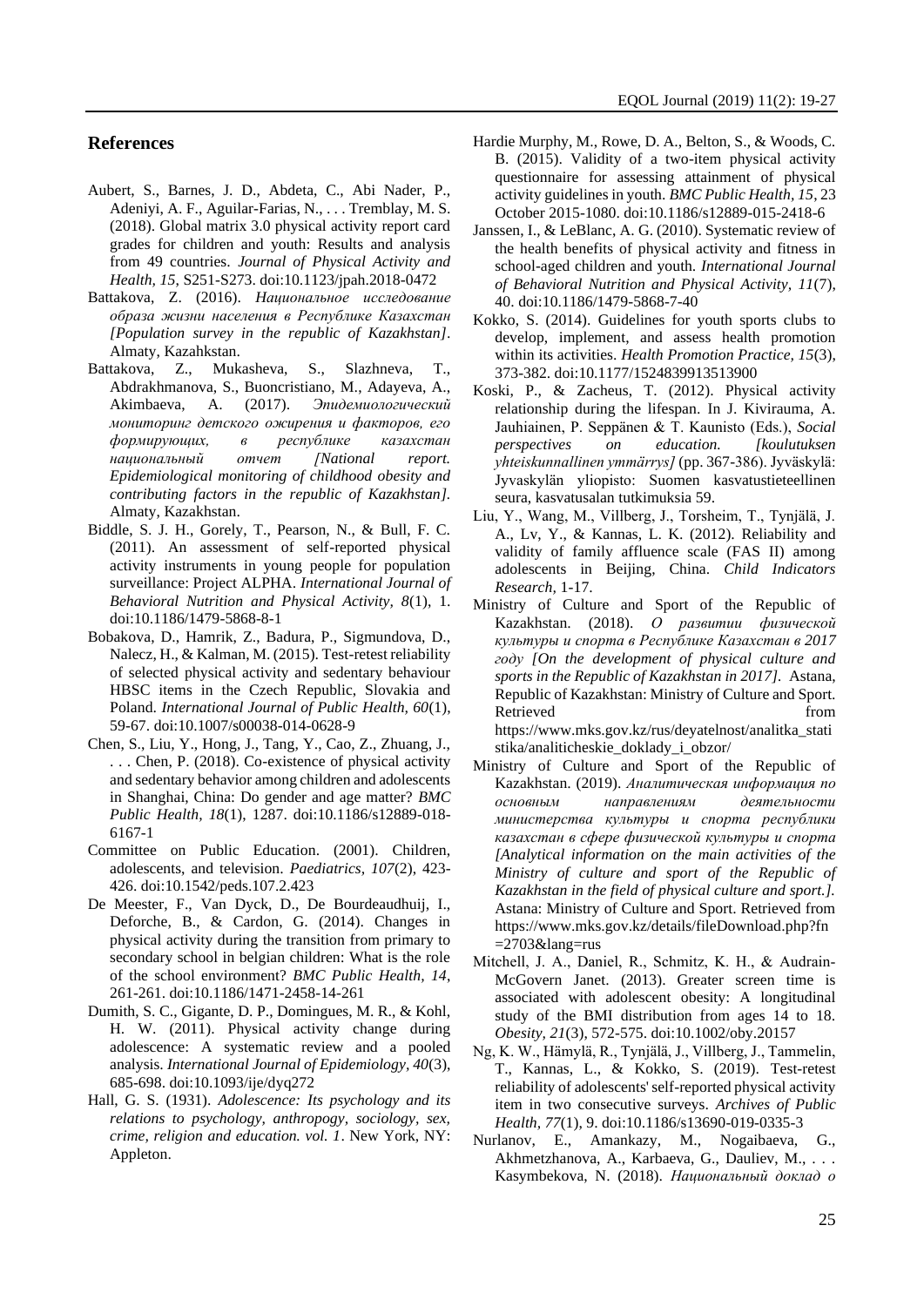## References

Aubert, S., Barnes, J. D., Abdeta, C., Abi Nader, P., Adeniyi, A. F., Aguilar-Farias, N., . . . Tremblay, M. S. (2018). Global matrix 3.0 physical activity report card grades for children and youth: Results and analysis from 49 countries. *Journal of Physical Activity and Health, 15*, S251-S273. doi:10.1123/jpah.2018-0472

Battakova, Z. (2016). *Национальное исследование образа жизни населения в Республике Казахстан [Population survey in the republic of Kazakhstan]*. Almaty, Kazahkstan.

Battakova, Z., Mukasheva, S., Slazhneva, T., Abdrakhmanova, S., Buoncristiano, M., Adayeva, A., Akimbaeva, A. (2017). *Эпидемиологический мониторинг детского ожирения и факторов, его формирующих, в республике казахстан национальный отчет [National report. Epidemiological monitoring of childhood obesity and contributing factors in the republic of Kazakhstan]*. Almaty, Kazakhstan.

Biddle, S. J. H., Gorely, T., Pearson, N., & Bull, F. C. (2011). An assessment of self-reported physical activity instruments in young people for population surveillance: Project ALPHA. *International Journal of Behavioral Nutrition and Physical Activity, 8*(1), 1. doi:10.1186/1479-5868-8-1

Bobakova, D., Hamrik, Z., Badura, P., Sigmundova, D., Nalecz, H., & Kalman, M. (2015). Test-retest reliability of selected physical activity and sedentary behaviour HBSC items in the Czech Republic, Slovakia and Poland. *International Journal of Public Health, 60*(1), 59-67. doi:10.1007/s00038-014-0628-9

Chen, S., Liu, Y., Hong, J., Tang, Y., Cao, Z., Zhuang, J., . . . Chen, P. (2018). Co-existence of physical activity and sedentary behavior among children and adolescents in Shanghai, China: Do gender and age matter? *BMC Public Health, 18*(1), 1287. doi:10.1186/s12889-018-6167-1

Committee on Public Education. (2001). Children, adolescents, and television. *Paediatrics, 107*(2), 423-426. doi:10.1542/peds.107.2.423

De Meester, F., Van Dyck, D., De Bourdeaudhuij, I., Deforche, B., & Cardon, G. (2014). Changes in physical activity during the transition from primary to secondary school in belgian children: What is the role of the school environment? *BMC Public Health, 14*, 261-261. doi:10.1186/1471-2458-14-261

Dumith, S. C., Gigante, D. P., Domingues, M. R., & Kohl, H. W. (2011). Physical activity change during adolescence: A systematic review and a pooled analysis. *International Journal of Epidemiology, 40*(3), 685-698. doi:10.1093/ije/dyq272

Hall, G. S. (1931). *Adolescence: Its psychology and its relations to psychology, anthropogy, sociology, sex, crime, religion and education. vol. 1*. New York, NY: Appleton.

Hardie Murphy, M., Rowe, D. A., Belton, S., & Woods, C. B. (2015). Validity of a two-item physical activity questionnaire for assessing attainment of physical activity guidelines in youth. *BMC Public Health, 15*, 23 October 2015-1080. doi:10.1186/s12889-015-2418-6

Janssen, I., & LeBlanc, A. G. (2010). Systematic review of the health benefits of physical activity and fitness in school-aged children and youth. *International Journal of Behavioral Nutrition and Physical Activity, 11*(7), 40. doi:10.1186/1479-5868-7-40

Kokko, S. (2014). Guidelines for youth sports clubs to develop, implement, and assess health promotion within its activities. *Health Promotion Practice, 15*(3), 373-382. doi:10.1177/1524839913513900

Koski, P., & Zacheus, T. (2012). Physical activity relationship during the lifespan. In J. Kivirauma, A. Jauhiainen, P. Seppänen & T. Kaunisto (Eds.), *Social perspectives on education. [koulutuksen yhteiskunnallinen ymmärrys]* (pp. 367-386). Jyväskylä: Jyvaskylän yliopisto: Suomen kasvatustieteellinen seura, kasvatusalan tutkimuksia 59.

Liu, Y., Wang, M., Villberg, J., Torsheim, T., Tynjälä, J. A., Lv, Y., & Kannas, L. K. (2012). Reliability and validity of family affluence scale (FAS II) among adolescents in Beijing, China. *Child Indicators Research*, 1-17.

Ministry of Culture and Sport of the Republic of Kazakhstan. (2018). *О развитии физической культуры и спорта в Республике Казахстан в 2017 году [On the development of physical culture and sports in the Republic of Kazakhstan in 2017]*. Astana, Republic of Kazakhstan: Ministry of Culture and Sport. Retrieved from https://www.mks.gov.kz/rus/deyatelnost/analitka_statistika/analiticheskie_doklady_i_obzor/

Ministry of Culture and Sport of the Republic of Kazakhstan. (2019). *Аналитическая информация по основным направлениям деятельности министерства культуры и спорта республики казахстан в сфере физической культуры и спорта [Analytical information on the main activities of the Ministry of culture and sport of the Republic of Kazakhstan in the field of physical culture and sport.]*. Astana: Ministry of Culture and Sport. Retrieved from https://www.mks.gov.kz/details/fileDownload.php?fn=2703&lang=rus

Mitchell, J. A., Daniel, R., Schmitz, K. H., & Audrain-McGovern Janet. (2013). Greater screen time is associated with adolescent obesity: A longitudinal study of the BMI distribution from ages 14 to 18. *Obesity, 21*(3), 572-575. doi:10.1002/oby.20157

Ng, K. W., Hämylä, R., Tynjälä, J., Villberg, J., Tammelin, T., Kannas, L., & Kokko, S. (2019). Test-retest reliability of adolescents' self-reported physical activity item in two consecutive surveys. *Archives of Public Health, 77*(1), 9. doi:10.1186/s13690-019-0335-3

Nurlanov, E., Amankazy, M., Nogaibaeva, G., Akhmetzhanova, A., Karbaeva, G., Dauliev, M., . . . Kasymbekova, N. (2018). *Национальный доклад о*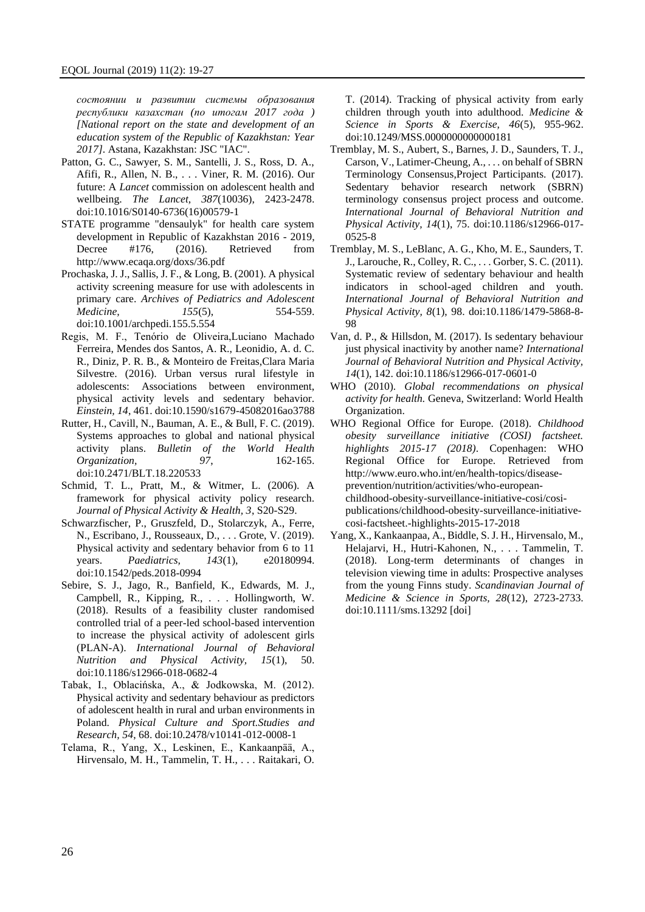*состоянии и развитии системы образования республики казахстан (по итогам 2017 года ) [National report on the state and development of an education system of the Republic of Kazakhstan: Year 2017].* Astana, Kazakhstan: JSC "IAC".

Patton, G. C., Sawyer, S. M., Santelli, J. S., Ross, D. A., Afifi, R., Allen, N. B., . . . Viner, R. M. (2016). Our future: A *Lancet* commission on adolescent health and wellbeing. *The Lancet, 387*(10036), 2423-2478. doi:10.1016/S0140-6736(16)00579-1

STATE programme "densaulyk" for health care system development in Republic of Kazakhstan 2016 - 2019, Decree #176, (2016). Retrieved from http://www.ecaqa.org/doxs/36.pdf

Prochaska, J. J., Sallis, J. F., & Long, B. (2001). A physical activity screening measure for use with adolescents in primary care. *Archives of Pediatrics and Adolescent Medicine, 155*(5), 554-559. doi:10.1001/archpedi.155.5.554

Regis, M. F., Tenório de Oliveira,Luciano Machado Ferreira, Mendes dos Santos, A. R., Leonidio, A. d. C. R., Diniz, P. R. B., & Monteiro de Freitas,Clara Maria Silvestre. (2016). Urban versus rural lifestyle in adolescents: Associations between environment, physical activity levels and sedentary behavior. *Einstein, 14*, 461. doi:10.1590/s1679-45082016ao3788

Rutter, H., Cavill, N., Bauman, A. E., & Bull, F. C. (2019). Systems approaches to global and national physical activity plans. *Bulletin of the World Health Organization, 97*, 162-165. doi:10.2471/BLT.18.220533

Schmid, T. L., Pratt, M., & Witmer, L. (2006). A framework for physical activity policy research. *Journal of Physical Activity & Health, 3*, S20-S29.

Schwarzfischer, P., Gruszfeld, D., Stolarczyk, A., Ferre, N., Escribano, J., Rousseaux, D., . . . Grote, V. (2019). Physical activity and sedentary behavior from 6 to 11 years. *Paediatrics, 143*(1), e20180994. doi:10.1542/peds.2018-0994

Sebire, S. J., Jago, R., Banfield, K., Edwards, M. J., Campbell, R., Kipping, R., . . . Hollingworth, W. (2018). Results of a feasibility cluster randomised controlled trial of a peer-led school-based intervention to increase the physical activity of adolescent girls (PLAN-A). *International Journal of Behavioral Nutrition and Physical Activity, 15*(1), 50. doi:10.1186/s12966-018-0682-4

Tabak, I., Oblacińska, A., & Jodkowska, M. (2012). Physical activity and sedentary behaviour as predictors of adolescent health in rural and urban environments in Poland. *Physical Culture and Sport.Studies and Research, 54*, 68. doi:10.2478/v10141-012-0008-1

Telama, R., Yang, X., Leskinen, E., Kankaanpää, A., Hirvensalo, M. H., Tammelin, T. H., . . . Raitakari, O. T. (2014). Tracking of physical activity from early children through youth into adulthood. *Medicine & Science in Sports & Exercise, 46*(5), 955-962. doi:10.1249/MSS.0000000000000181

Tremblay, M. S., Aubert, S., Barnes, J. D., Saunders, T. J., Carson, V., Latimer-Cheung, A., . . . on behalf of SBRN Terminology Consensus,Project Participants. (2017). Sedentary behavior research network (SBRN) terminology consensus project process and outcome. *International Journal of Behavioral Nutrition and Physical Activity, 14*(1), 75. doi:10.1186/s12966-017-0525-8

Tremblay, M. S., LeBlanc, A. G., Kho, M. E., Saunders, T. J., Larouche, R., Colley, R. C., . . . Gorber, S. C. (2011). Systematic review of sedentary behaviour and health indicators in school-aged children and youth. *International Journal of Behavioral Nutrition and Physical Activity, 8*(1), 98. doi:10.1186/1479-5868-8-98

Van, d. P., & Hillsdon, M. (2017). Is sedentary behaviour just physical inactivity by another name? *International Journal of Behavioral Nutrition and Physical Activity, 14*(1), 142. doi:10.1186/s12966-017-0601-0

WHO (2010). *Global recommendations on physical activity for health.* Geneva, Switzerland: World Health Organization.

WHO Regional Office for Europe. (2018). *Childhood obesity surveillance initiative (COSI) factsheet. highlights 2015-17 (2018)*. Copenhagen: WHO Regional Office for Europe. Retrieved from http://www.euro.who.int/en/health-topics/disease-prevention/nutrition/activities/who-european-childhood-obesity-surveillance-initiative-cosi/cosi-publications/childhood-obesity-surveillance-initiative-cosi-factsheet.-highlights-2015-17-2018

Yang, X., Kankaanpaa, A., Biddle, S. J. H., Hirvensalo, M., Helajarvi, H., Hutri-Kahonen, N., . . . Tammelin, T. (2018). Long-term determinants of changes in television viewing time in adults: Prospective analyses from the young Finns study. *Scandinavian Journal of Medicine & Science in Sports, 28*(12), 2723-2733. doi:10.1111/sms.13292 [doi]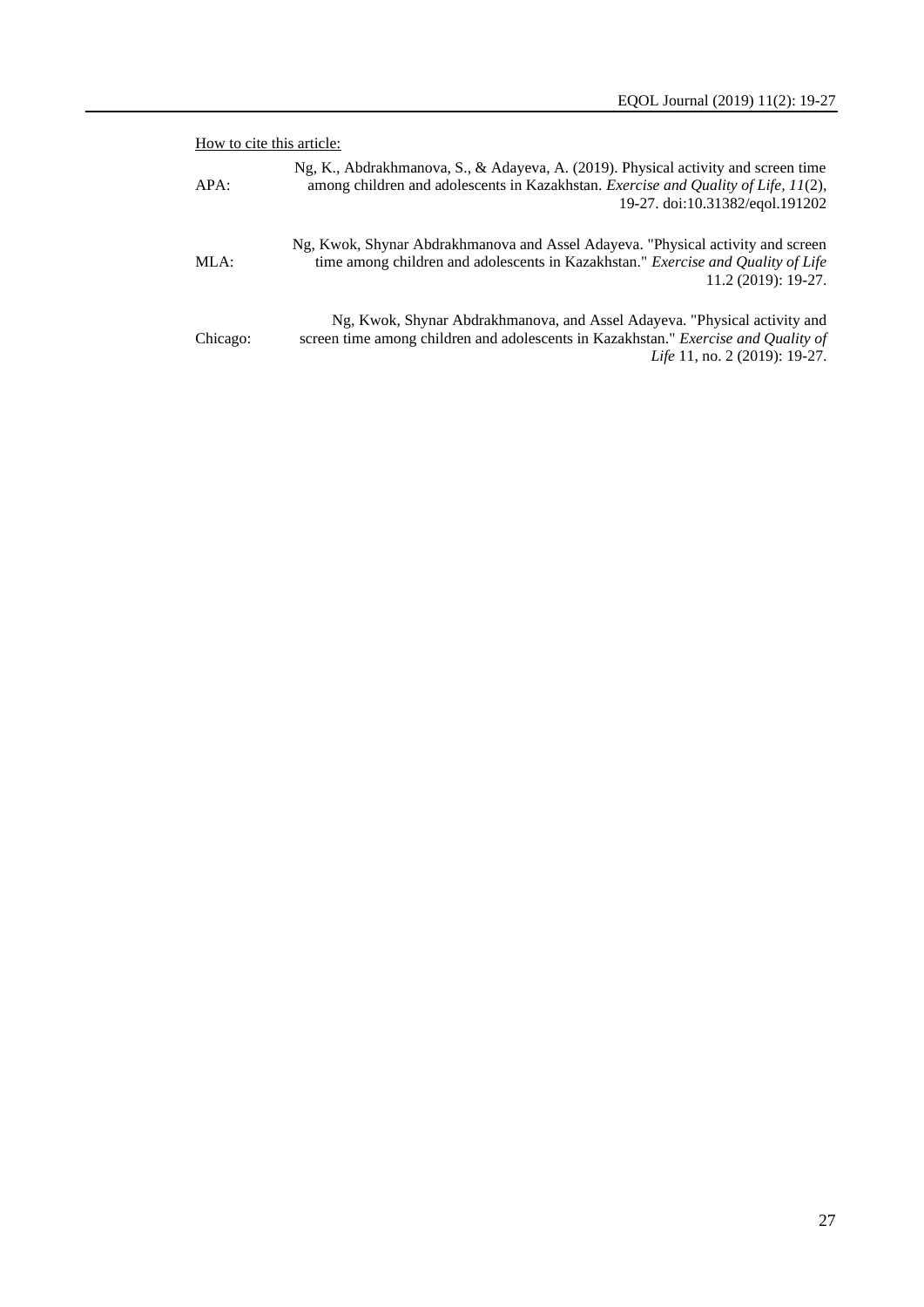How to cite this article:

APA: Ng, K., Abdrakhmanova, S., & Adayeva, A. (2019). Physical activity and screen time among children and adolescents in Kazakhstan. *Exercise and Quality of Life, 11*(2), 19-27. doi:10.31382/eqol.191202

MLA: Ng, Kwok, Shynar Abdrakhmanova and Assel Adayeva. "Physical activity and screen time among children and adolescents in Kazakhstan." *Exercise and Quality of Life* 11.2 (2019): 19-27.

Chicago: Ng, Kwok, Shynar Abdrakhmanova, and Assel Adayeva. "Physical activity and screen time among children and adolescents in Kazakhstan." *Exercise and Quality of Life* 11, no. 2 (2019): 19-27.